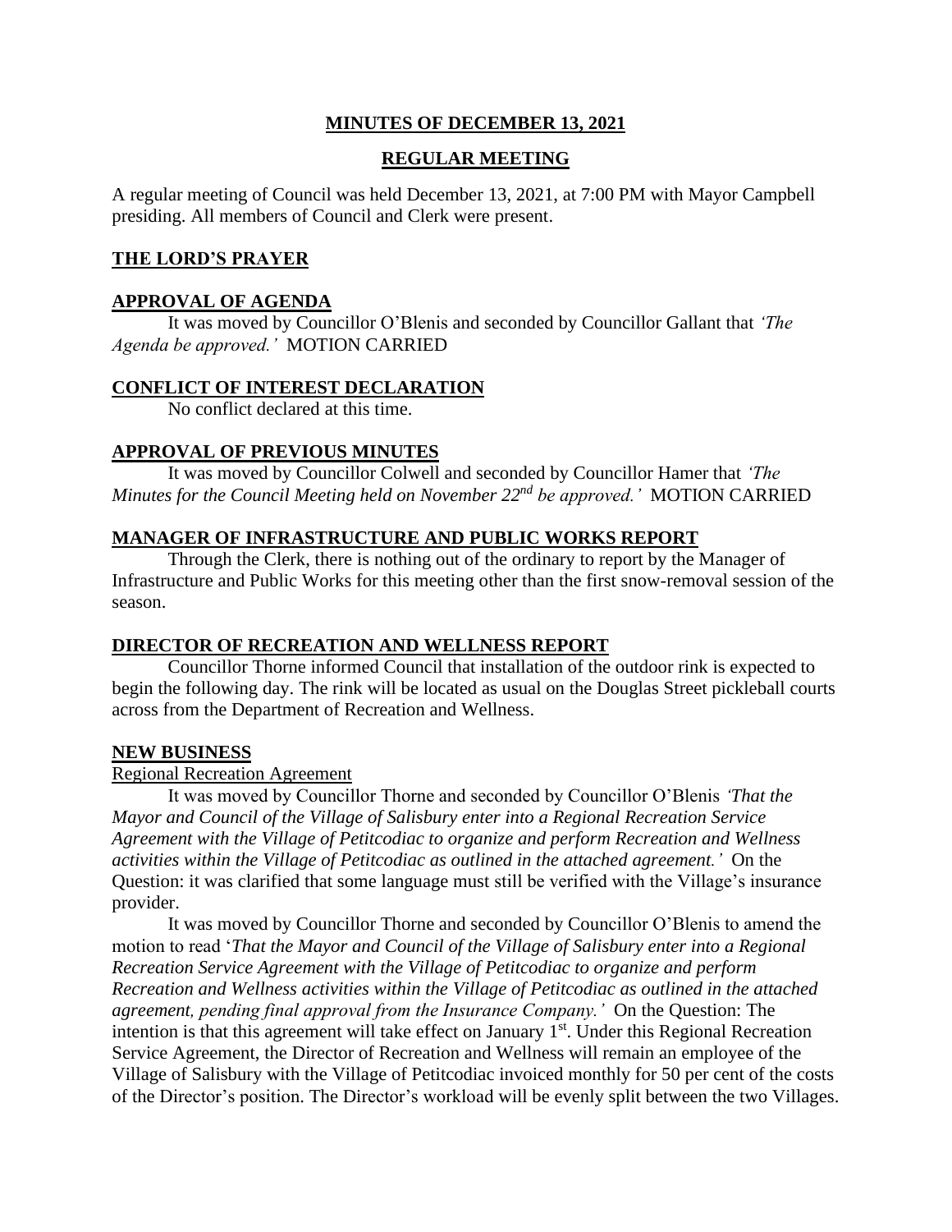# MINUTES OF DECEMBER 13, 2021

## REGULAR MEETING

A regular meeting of Council was held December 13, 2021, at 7:00 PM with Mayor Campbell presiding. All members of Council and Clerk were present.

### THE LORD'S PRAYER

### APPROVAL OF AGENDA

It was moved by Councillor O'Blenis and seconded by Councillor Gallant that *'The Agenda be approved.'* MOTION CARRIED

### CONFLICT OF INTEREST DECLARATION

No conflict declared at this time.

### APPROVAL OF PREVIOUS MINUTES

It was moved by Councillor Colwell and seconded by Councillor Hamer that *'The Minutes for the Council Meeting held on November 22nd be approved.'* MOTION CARRIED

### MANAGER OF INFRASTRUCTURE AND PUBLIC WORKS REPORT

Through the Clerk, there is nothing out of the ordinary to report by the Manager of Infrastructure and Public Works for this meeting other than the first snow-removal session of the season.

### DIRECTOR OF RECREATION AND WELLNESS REPORT

Councillor Thorne informed Council that installation of the outdoor rink is expected to begin the following day. The rink will be located as usual on the Douglas Street pickleball courts across from the Department of Recreation and Wellness.

### NEW BUSINESS

Regional Recreation Agreement

It was moved by Councillor Thorne and seconded by Councillor O'Blenis *'That the Mayor and Council of the Village of Salisbury enter into a Regional Recreation Service Agreement with the Village of Petitcodiac to organize and perform Recreation and Wellness activities within the Village of Petitcodiac as outlined in the attached agreement.'* On the Question: it was clarified that some language must still be verified with the Village's insurance provider.

It was moved by Councillor Thorne and seconded by Councillor O'Blenis to amend the motion to read '*That the Mayor and Council of the Village of Salisbury enter into a Regional Recreation Service Agreement with the Village of Petitcodiac to organize and perform Recreation and Wellness activities within the Village of Petitcodiac as outlined in the attached agreement, pending final approval from the Insurance Company.'* On the Question: The intention is that this agreement will take effect on January 1st. Under this Regional Recreation Service Agreement, the Director of Recreation and Wellness will remain an employee of the Village of Salisbury with the Village of Petitcodiac invoiced monthly for 50 per cent of the costs of the Director's position. The Director's workload will be evenly split between the two Villages.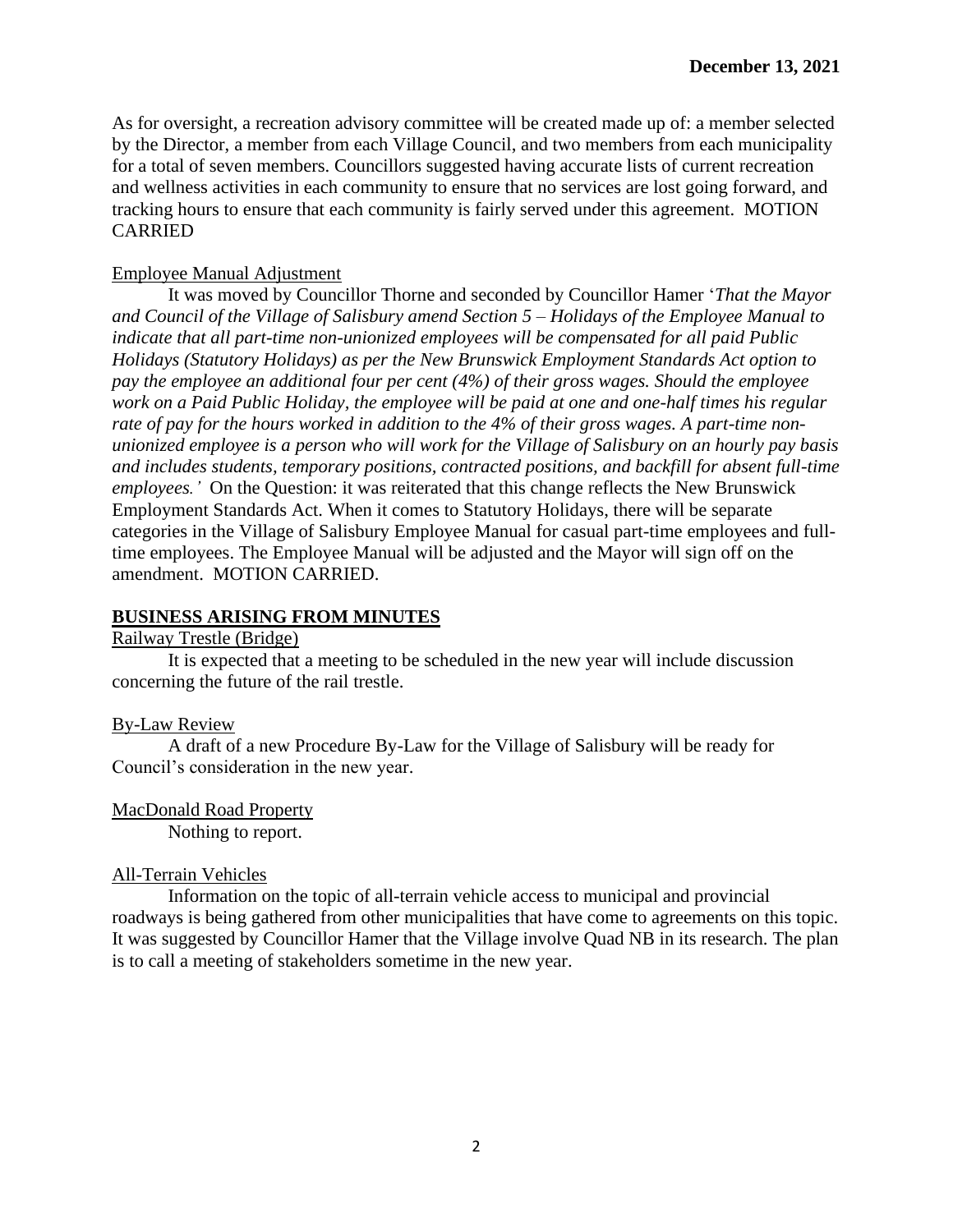As for oversight, a recreation advisory committee will be created made up of: a member selected by the Director, a member from each Village Council, and two members from each municipality for a total of seven members. Councillors suggested having accurate lists of current recreation and wellness activities in each community to ensure that no services are lost going forward, and tracking hours to ensure that each community is fairly served under this agreement. MOTION CARRIED

Employee Manual Adjustment

It was moved by Councillor Thorne and seconded by Councillor Hamer '*That the Mayor and Council of the Village of Salisbury amend Section 5 – Holidays of the Employee Manual to indicate that all part-time non-unionized employees will be compensated for all paid Public Holidays (Statutory Holidays) as per the New Brunswick Employment Standards Act option to pay the employee an additional four per cent (4%) of their gross wages. Should the employee work on a Paid Public Holiday, the employee will be paid at one and one-half times his regular rate of pay for the hours worked in addition to the 4% of their gross wages. A part-time non-unionized employee is a person who will work for the Village of Salisbury on an hourly pay basis and includes students, temporary positions, contracted positions, and backfill for absent full-time employees.'* On the Question: it was reiterated that this change reflects the New Brunswick Employment Standards Act. When it comes to Statutory Holidays, there will be separate categories in the Village of Salisbury Employee Manual for casual part-time employees and full-time employees. The Employee Manual will be adjusted and the Mayor will sign off on the amendment. MOTION CARRIED.

## BUSINESS ARISING FROM MINUTES

Railway Trestle (Bridge)

It is expected that a meeting to be scheduled in the new year will include discussion concerning the future of the rail trestle.

By-Law Review

A draft of a new Procedure By-Law for the Village of Salisbury will be ready for Council's consideration in the new year.

MacDonald Road Property

Nothing to report.

All-Terrain Vehicles

Information on the topic of all-terrain vehicle access to municipal and provincial roadways is being gathered from other municipalities that have come to agreements on this topic. It was suggested by Councillor Hamer that the Village involve Quad NB in its research. The plan is to call a meeting of stakeholders sometime in the new year.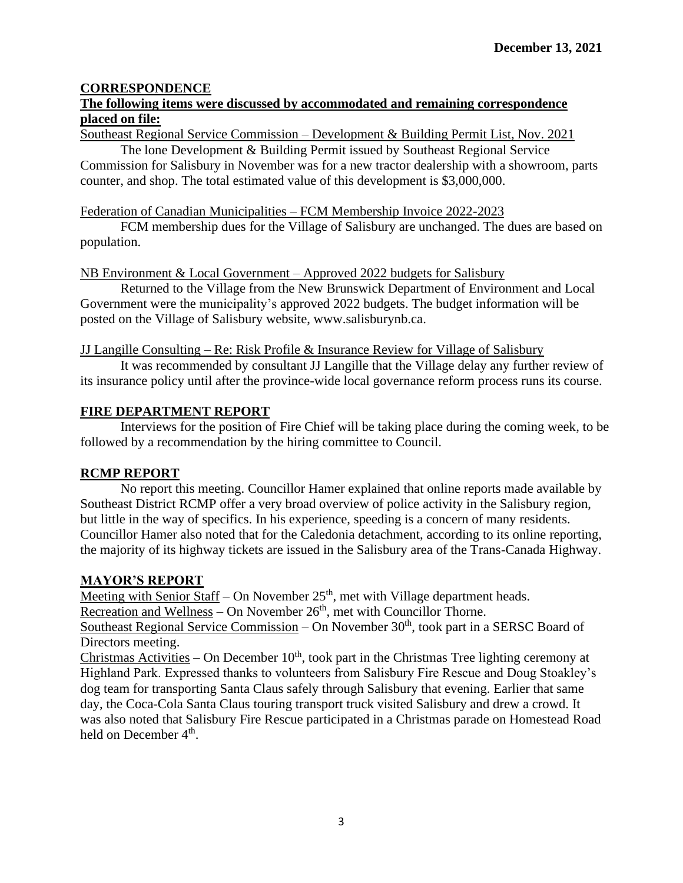**December 13, 2021**

## CORRESPONDENCE

**The following items were discussed by accommodated and remaining correspondence placed on file:**

Southeast Regional Service Commission – Development & Building Permit List, Nov. 2021

The lone Development & Building Permit issued by Southeast Regional Service Commission for Salisbury in November was for a new tractor dealership with a showroom, parts counter, and shop. The total estimated value of this development is $3,000,000.

Federation of Canadian Municipalities – FCM Membership Invoice 2022-2023

FCM membership dues for the Village of Salisbury are unchanged. The dues are based on population.

NB Environment & Local Government – Approved 2022 budgets for Salisbury

Returned to the Village from the New Brunswick Department of Environment and Local Government were the municipality's approved 2022 budgets. The budget information will be posted on the Village of Salisbury website, www.salisburynb.ca.

JJ Langille Consulting – Re: Risk Profile & Insurance Review for Village of Salisbury

It was recommended by consultant JJ Langille that the Village delay any further review of its insurance policy until after the province-wide local governance reform process runs its course.

## FIRE DEPARTMENT REPORT

Interviews for the position of Fire Chief will be taking place during the coming week, to be followed by a recommendation by the hiring committee to Council.

## RCMP REPORT

No report this meeting. Councillor Hamer explained that online reports made available by Southeast District RCMP offer a very broad overview of police activity in the Salisbury region, but little in the way of specifics. In his experience, speeding is a concern of many residents. Councillor Hamer also noted that for the Caledonia detachment, according to its online reporting, the majority of its highway tickets are issued in the Salisbury area of the Trans-Canada Highway.

## MAYOR'S REPORT

Meeting with Senior Staff – On November 25th, met with Village department heads.
Recreation and Wellness – On November 26th, met with Councillor Thorne.
Southeast Regional Service Commission – On November 30th, took part in a SERSC Board of Directors meeting.
Christmas Activities – On December 10th, took part in the Christmas Tree lighting ceremony at Highland Park. Expressed thanks to volunteers from Salisbury Fire Rescue and Doug Stoakley's dog team for transporting Santa Claus safely through Salisbury that evening. Earlier that same day, the Coca-Cola Santa Claus touring transport truck visited Salisbury and drew a crowd. It was also noted that Salisbury Fire Rescue participated in a Christmas parade on Homestead Road held on December 4th.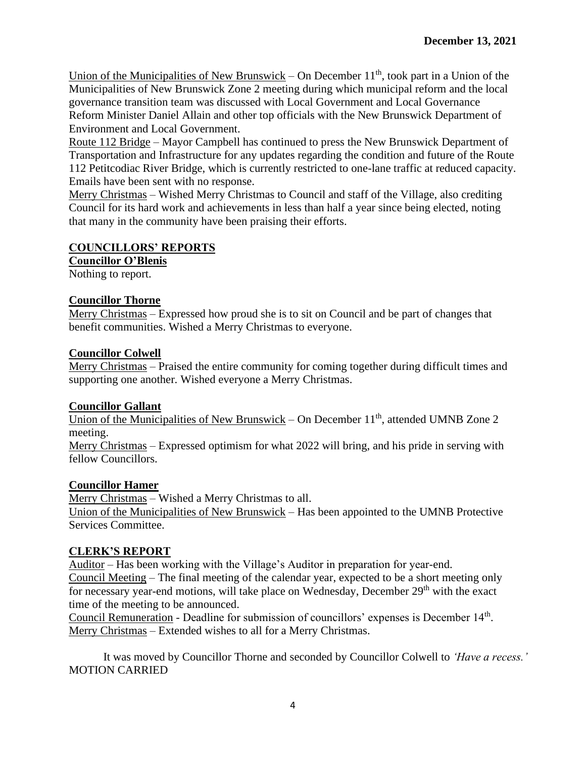Union of the Municipalities of New Brunswick – On December 11th, took part in a Union of the Municipalities of New Brunswick Zone 2 meeting during which municipal reform and the local governance transition team was discussed with Local Government and Local Governance Reform Minister Daniel Allain and other top officials with the New Brunswick Department of Environment and Local Government.

Route 112 Bridge – Mayor Campbell has continued to press the New Brunswick Department of Transportation and Infrastructure for any updates regarding the condition and future of the Route 112 Petitcodiac River Bridge, which is currently restricted to one-lane traffic at reduced capacity. Emails have been sent with no response.

Merry Christmas – Wished Merry Christmas to Council and staff of the Village, also crediting Council for its hard work and achievements in less than half a year since being elected, noting that many in the community have been praising their efforts.

## COUNCILLORS' REPORTS

### Councillor O'Blenis

Nothing to report.

### Councillor Thorne

Merry Christmas – Expressed how proud she is to sit on Council and be part of changes that benefit communities. Wished a Merry Christmas to everyone.

### Councillor Colwell

Merry Christmas – Praised the entire community for coming together during difficult times and supporting one another. Wished everyone a Merry Christmas.

### Councillor Gallant

Union of the Municipalities of New Brunswick – On December 11th, attended UMNB Zone 2 meeting.

Merry Christmas – Expressed optimism for what 2022 will bring, and his pride in serving with fellow Councillors.

### Councillor Hamer

Merry Christmas – Wished a Merry Christmas to all.

Union of the Municipalities of New Brunswick – Has been appointed to the UMNB Protective Services Committee.

## CLERK'S REPORT

Auditor – Has been working with the Village's Auditor in preparation for year-end.

Council Meeting – The final meeting of the calendar year, expected to be a short meeting only for necessary year-end motions, will take place on Wednesday, December 29th with the exact time of the meeting to be announced.

Council Remuneration - Deadline for submission of councillors' expenses is December 14th.

Merry Christmas – Extended wishes to all for a Merry Christmas.

It was moved by Councillor Thorne and seconded by Councillor Colwell to *'Have a recess.'*
MOTION CARRIED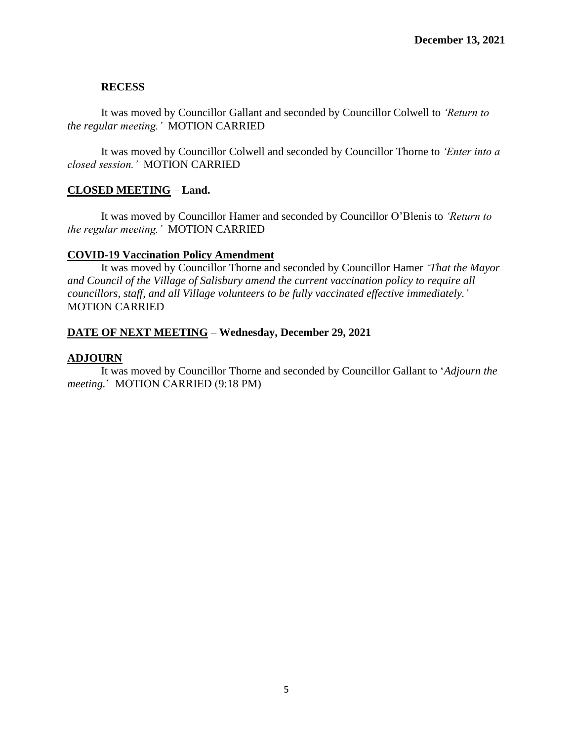**December 13, 2021**

**RECESS**

It was moved by Councillor Gallant and seconded by Councillor Colwell to *'Return to the regular meeting.'* MOTION CARRIED

It was moved by Councillor Colwell and seconded by Councillor Thorne to *'Enter into a closed session.'* MOTION CARRIED

**CLOSED MEETING – Land.**

It was moved by Councillor Hamer and seconded by Councillor O'Blenis to *'Return to the regular meeting.'* MOTION CARRIED

**COVID-19 Vaccination Policy Amendment**

It was moved by Councillor Thorne and seconded by Councillor Hamer *'That the Mayor and Council of the Village of Salisbury amend the current vaccination policy to require all councillors, staff, and all Village volunteers to be fully vaccinated effective immediately.'* MOTION CARRIED

**DATE OF NEXT MEETING – Wednesday, December 29, 2021**

**ADJOURN**

It was moved by Councillor Thorne and seconded by Councillor Gallant to '*Adjourn the meeting.*' MOTION CARRIED (9:18 PM)